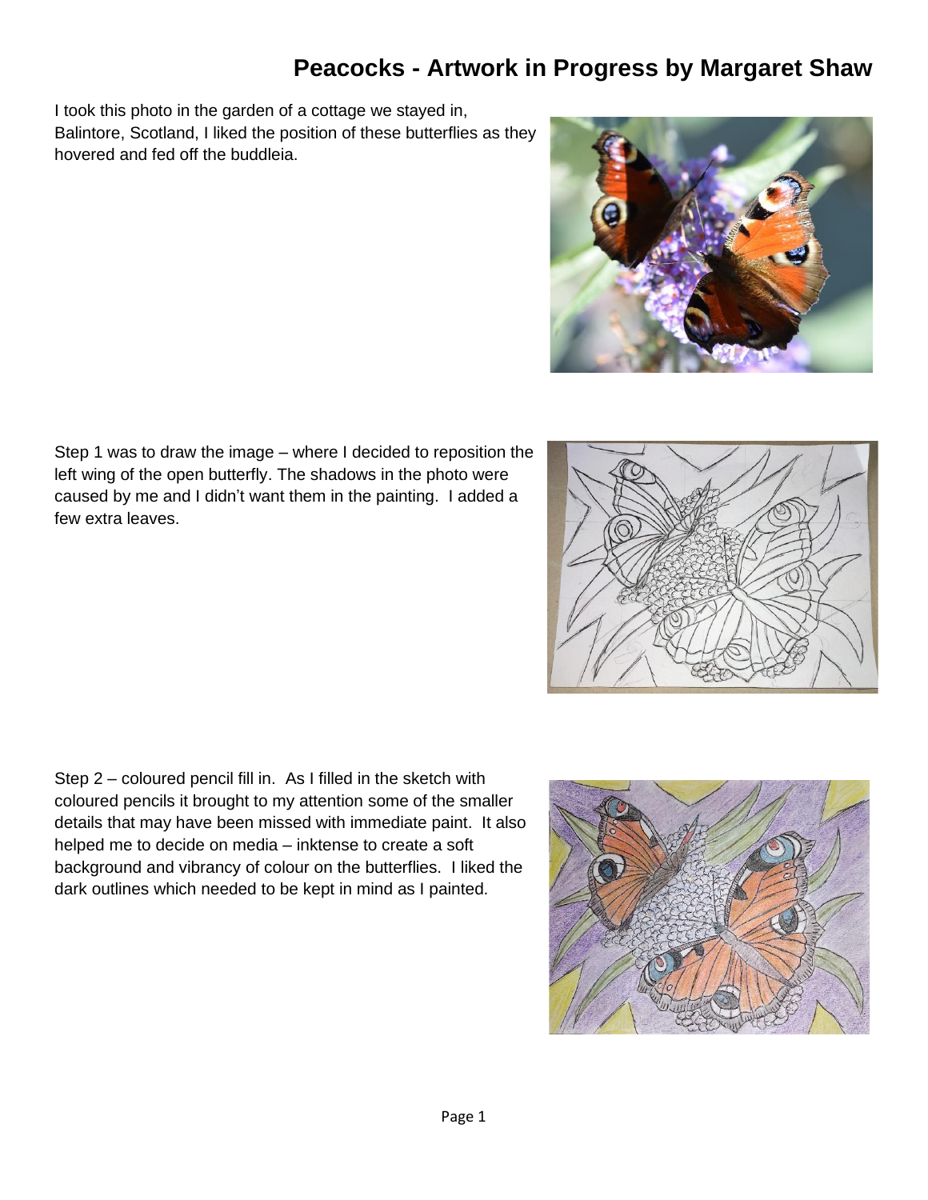# Peacocks - Artwork in Progress by Margaret Shaw

I took this photo in the garden of a cottage we stayed in, Balintore, Scotland, I liked the position of these butterflies as they hovered and fed off the buddleia.

Step 1 was to draw the image – where I decided to reposition the left wing of the open butterfly. The shadows in the photo were caused by me and I didn't want them in the painting. I added a few extra leaves.

Step 2 – coloured pencil fill in. As I filled in the sketch with coloured pencils it brought to my attention some of the smaller details that may have been missed with immediate paint. It also helped me to decide on media – inktense to create a soft background and vibrancy of colour on the butterflies. I liked the dark outlines which needed to be kept in mind as I painted.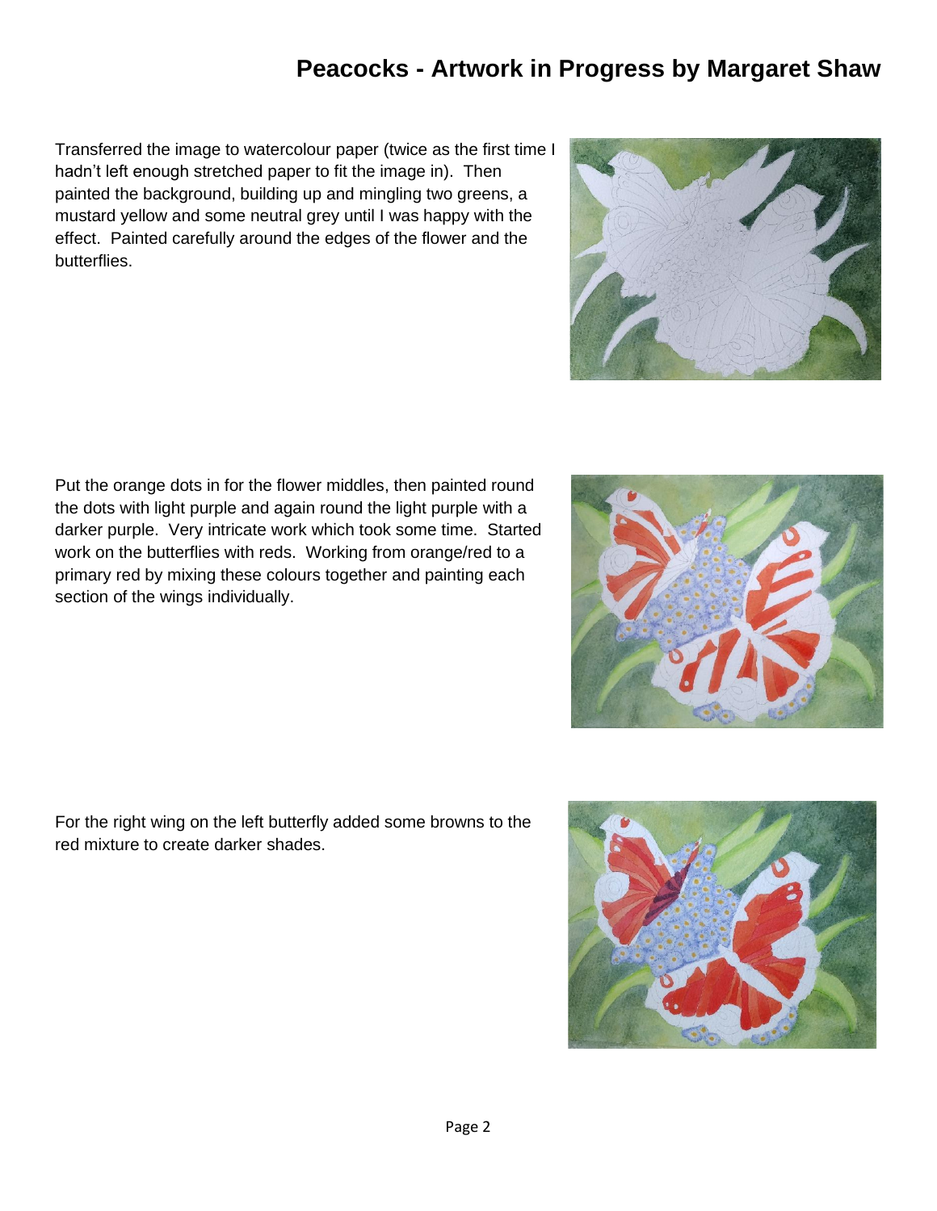# Peacocks - Artwork in Progress by Margaret Shaw

Transferred the image to watercolour paper (twice as the first time I hadn't left enough stretched paper to fit the image in). Then painted the background, building up and mingling two greens, a mustard yellow and some neutral grey until I was happy with the effect. Painted carefully around the edges of the flower and the butterflies.

Put the orange dots in for the flower middles, then painted round the dots with light purple and again round the light purple with a darker purple. Very intricate work which took some time. Started work on the butterflies with reds. Working from orange/red to a primary red by mixing these colours together and painting each section of the wings individually.

For the right wing on the left butterfly added some browns to the red mixture to create darker shades.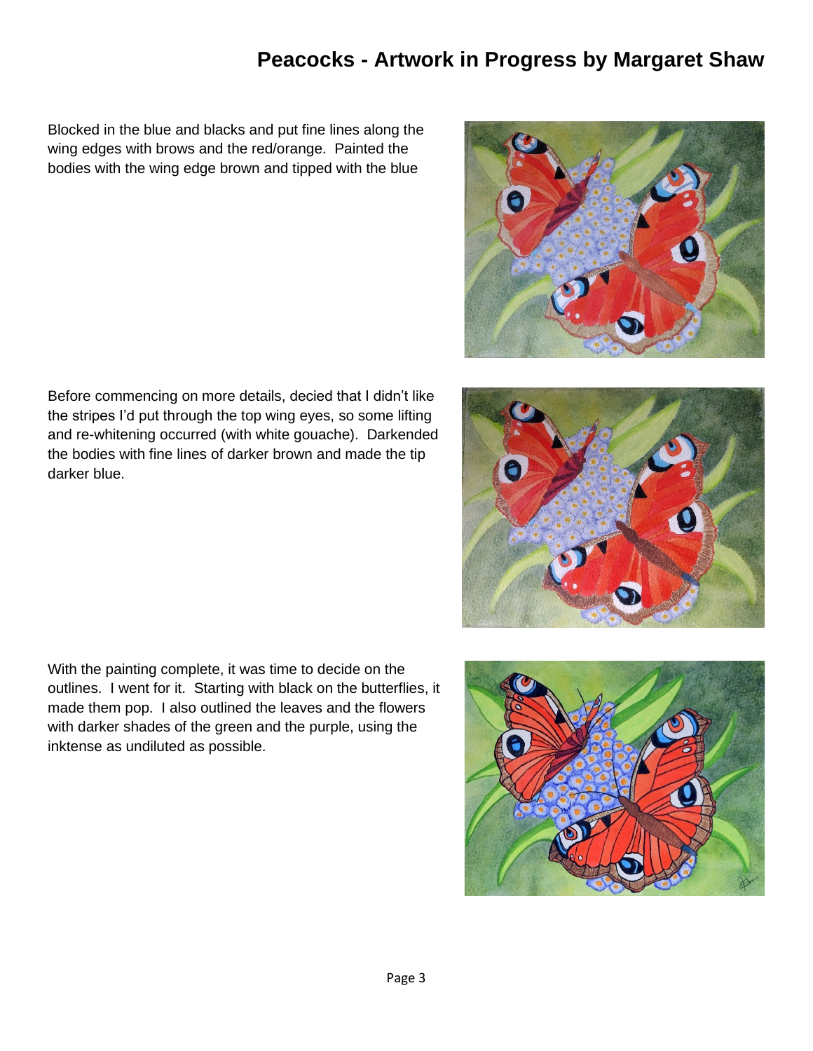# Peacocks - Artwork in Progress by Margaret Shaw

Blocked in the blue and blacks and put fine lines along the wing edges with brows and the red/orange. Painted the bodies with the wing edge brown and tipped with the blue

Before commencing on more details, decied that I didn't like the stripes I'd put through the top wing eyes, so some lifting and re-whitening occurred (with white gouache). Darkended the bodies with fine lines of darker brown and made the tip darker blue.

With the painting complete, it was time to decide on the outlines. I went for it. Starting with black on the butterflies, it made them pop. I also outlined the leaves and the flowers with darker shades of the green and the purple, using the inktense as undiluted as possible.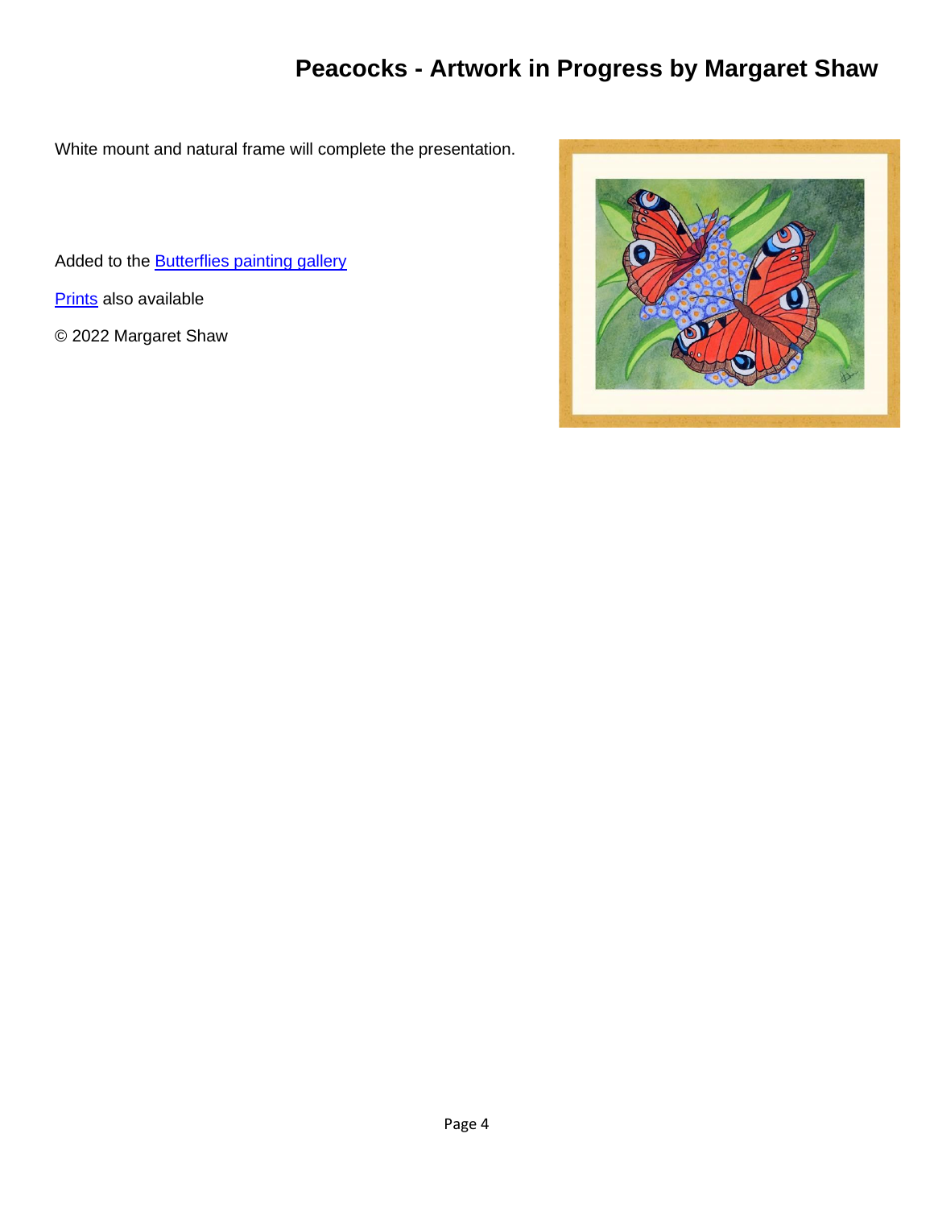White mount and natural frame will complete the presentation.

Added to the Butterflies painting gallery

Prints also available

© 2022 Margaret Shaw